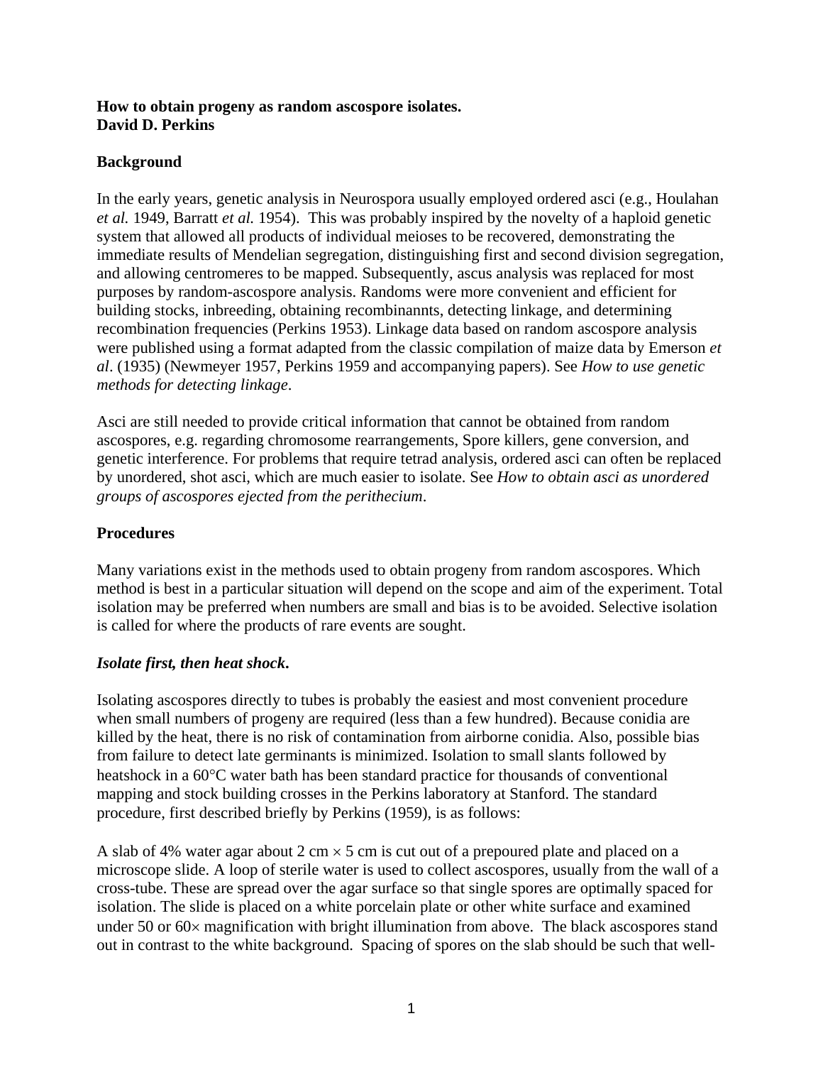**How to obtain progeny as random ascospore isolates.**
**David D. Perkins**

## Background

In the early years, genetic analysis in Neurospora usually employed ordered asci (e.g., Houlahan *et al.* 1949, Barratt *et al.* 1954). This was probably inspired by the novelty of a haploid genetic system that allowed all products of individual meioses to be recovered, demonstrating the immediate results of Mendelian segregation, distinguishing first and second division segregation, and allowing centromeres to be mapped. Subsequently, ascus analysis was replaced for most purposes by random-ascospore analysis. Randoms were more convenient and efficient for building stocks, inbreeding, obtaining recombinannts, detecting linkage, and determining recombination frequencies (Perkins 1953). Linkage data based on random ascospore analysis were published using a format adapted from the classic compilation of maize data by Emerson *et al*. (1935) (Newmeyer 1957, Perkins 1959 and accompanying papers). See *How to use genetic methods for detecting linkage*.

Asci are still needed to provide critical information that cannot be obtained from random ascospores, e.g. regarding chromosome rearrangements, Spore killers, gene conversion, and genetic interference. For problems that require tetrad analysis, ordered asci can often be replaced by unordered, shot asci, which are much easier to isolate. See *How to obtain asci as unordered groups of ascospores ejected from the perithecium*.

## Procedures

Many variations exist in the methods used to obtain progeny from random ascospores. Which method is best in a particular situation will depend on the scope and aim of the experiment. Total isolation may be preferred when numbers are small and bias is to be avoided. Selective isolation is called for where the products of rare events are sought.

### ***Isolate first, then heat shock.***

Isolating ascospores directly to tubes is probably the easiest and most convenient procedure when small numbers of progeny are required (less than a few hundred). Because conidia are killed by the heat, there is no risk of contamination from airborne conidia. Also, possible bias from failure to detect late germinants is minimized. Isolation to small slants followed by heatshock in a 60°C water bath has been standard practice for thousands of conventional mapping and stock building crosses in the Perkins laboratory at Stanford. The standard procedure, first described briefly by Perkins (1959), is as follows:

A slab of 4% water agar about 2 cm × 5 cm is cut out of a prepoured plate and placed on a microscope slide. A loop of sterile water is used to collect ascospores, usually from the wall of a cross-tube. These are spread over the agar surface so that single spores are optimally spaced for isolation. The slide is placed on a white porcelain plate or other white surface and examined under 50 or 60× magnification with bright illumination from above. The black ascospores stand out in contrast to the white background. Spacing of spores on the slab should be such that well-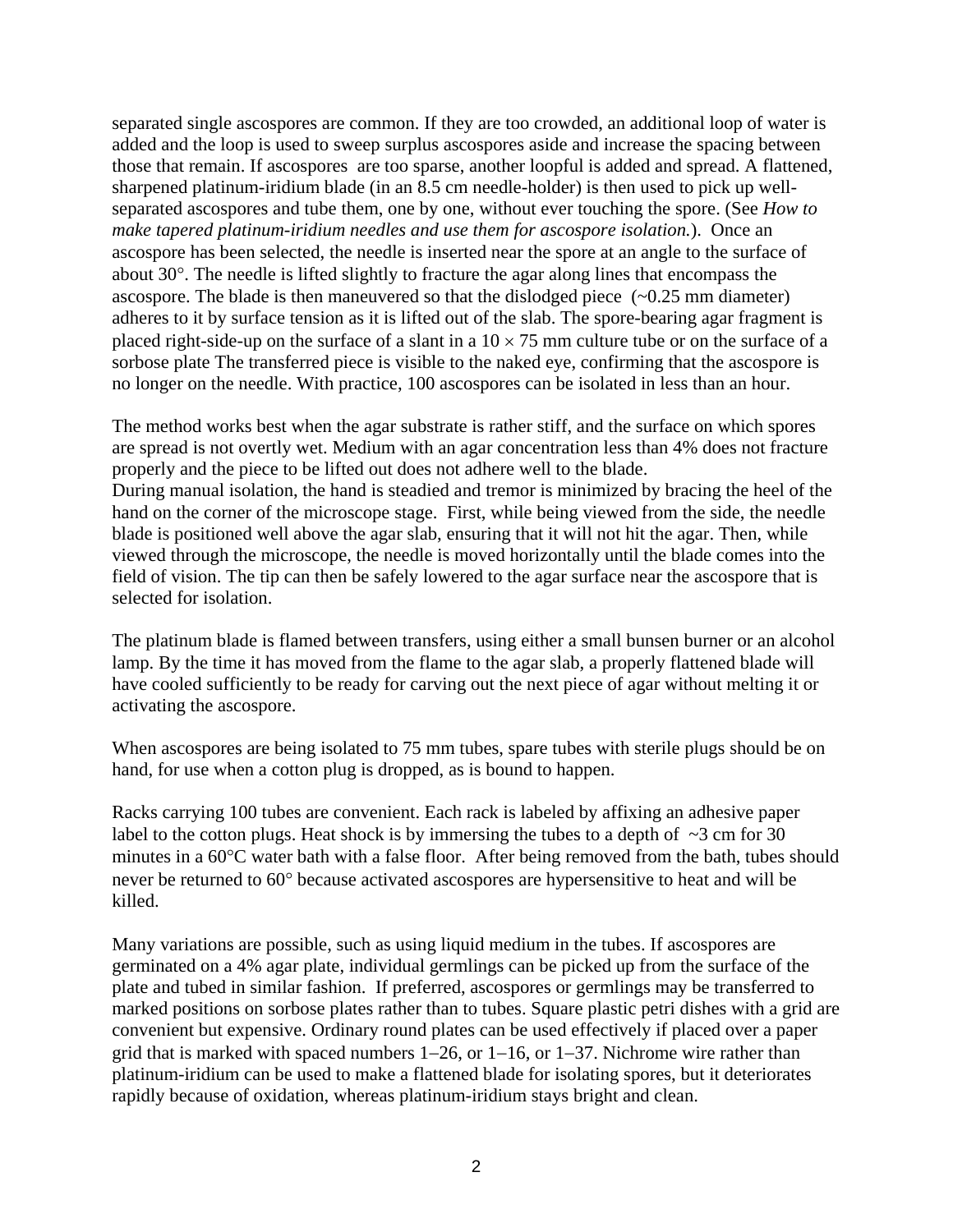separated single ascospores are common. If they are too crowded, an additional loop of water is added and the loop is used to sweep surplus ascospores aside and increase the spacing between those that remain. If ascospores are too sparse, another loopful is added and spread. A flattened, sharpened platinum-iridium blade (in an 8.5 cm needle-holder) is then used to pick up well-separated ascospores and tube them, one by one, without ever touching the spore. (See *How to make tapered platinum-iridium needles and use them for ascospore isolation.*). Once an ascospore has been selected, the needle is inserted near the spore at an angle to the surface of about 30°. The needle is lifted slightly to fracture the agar along lines that encompass the ascospore. The blade is then maneuvered so that the dislodged piece (~0.25 mm diameter) adheres to it by surface tension as it is lifted out of the slab. The spore-bearing agar fragment is placed right-side-up on the surface of a slant in a 10 × 75 mm culture tube or on the surface of a sorbose plate The transferred piece is visible to the naked eye, confirming that the ascospore is no longer on the needle. With practice, 100 ascospores can be isolated in less than an hour.

The method works best when the agar substrate is rather stiff, and the surface on which spores are spread is not overtly wet. Medium with an agar concentration less than 4% does not fracture properly and the piece to be lifted out does not adhere well to the blade.
During manual isolation, the hand is steadied and tremor is minimized by bracing the heel of the hand on the corner of the microscope stage. First, while being viewed from the side, the needle blade is positioned well above the agar slab, ensuring that it will not hit the agar. Then, while viewed through the microscope, the needle is moved horizontally until the blade comes into the field of vision. The tip can then be safely lowered to the agar surface near the ascospore that is selected for isolation.

The platinum blade is flamed between transfers, using either a small bunsen burner or an alcohol lamp. By the time it has moved from the flame to the agar slab, a properly flattened blade will have cooled sufficiently to be ready for carving out the next piece of agar without melting it or activating the ascospore.

When ascospores are being isolated to 75 mm tubes, spare tubes with sterile plugs should be on hand, for use when a cotton plug is dropped, as is bound to happen.

Racks carrying 100 tubes are convenient. Each rack is labeled by affixing an adhesive paper label to the cotton plugs. Heat shock is by immersing the tubes to a depth of ~3 cm for 30 minutes in a 60°C water bath with a false floor. After being removed from the bath, tubes should never be returned to 60° because activated ascospores are hypersensitive to heat and will be killed.

Many variations are possible, such as using liquid medium in the tubes. If ascospores are germinated on a 4% agar plate, individual germlings can be picked up from the surface of the plate and tubed in similar fashion. If preferred, ascospores or germlings may be transferred to marked positions on sorbose plates rather than to tubes. Square plastic petri dishes with a grid are convenient but expensive. Ordinary round plates can be used effectively if placed over a paper grid that is marked with spaced numbers 1–26, or 1–16, or 1–37. Nichrome wire rather than platinum-iridium can be used to make a flattened blade for isolating spores, but it deteriorates rapidly because of oxidation, whereas platinum-iridium stays bright and clean.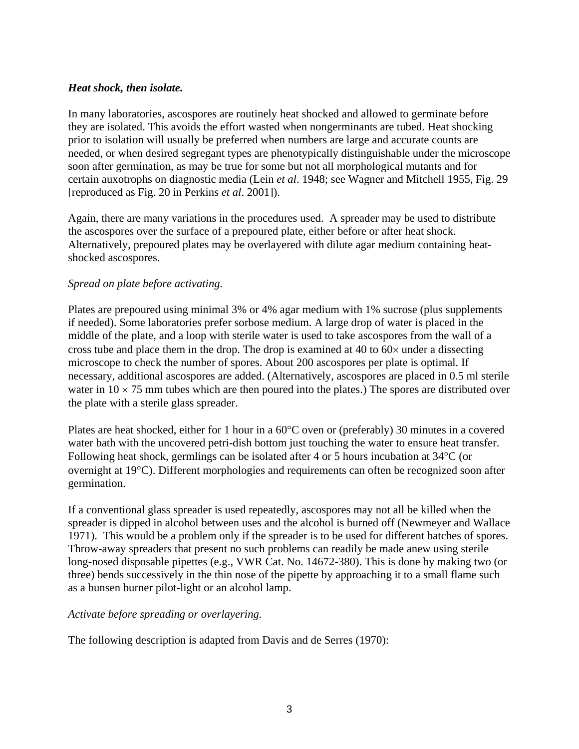***Heat shock, then isolate.***

In many laboratories, ascospores are routinely heat shocked and allowed to germinate before they are isolated. This avoids the effort wasted when nongerminants are tubed. Heat shocking prior to isolation will usually be preferred when numbers are large and accurate counts are needed, or when desired segregant types are phenotypically distinguishable under the microscope soon after germination, as may be true for some but not all morphological mutants and for certain auxotrophs on diagnostic media (Lein *et al*. 1948; see Wagner and Mitchell 1955, Fig. 29 [reproduced as Fig. 20 in Perkins *et al*. 2001]).

Again, there are many variations in the procedures used. A spreader may be used to distribute the ascospores over the surface of a prepoured plate, either before or after heat shock. Alternatively, prepoured plates may be overlayered with dilute agar medium containing heat-shocked ascospores.

*Spread on plate before activating.*

Plates are prepoured using minimal 3% or 4% agar medium with 1% sucrose (plus supplements if needed). Some laboratories prefer sorbose medium. A large drop of water is placed in the middle of the plate, and a loop with sterile water is used to take ascospores from the wall of a cross tube and place them in the drop. The drop is examined at 40 to 60× under a dissecting microscope to check the number of spores. About 200 ascospores per plate is optimal. If necessary, additional ascospores are added. (Alternatively, ascospores are placed in 0.5 ml sterile water in 10 × 75 mm tubes which are then poured into the plates.) The spores are distributed over the plate with a sterile glass spreader.

Plates are heat shocked, either for 1 hour in a 60°C oven or (preferably) 30 minutes in a covered water bath with the uncovered petri-dish bottom just touching the water to ensure heat transfer. Following heat shock, germlings can be isolated after 4 or 5 hours incubation at 34°C (or overnight at 19°C). Different morphologies and requirements can often be recognized soon after germination.

If a conventional glass spreader is used repeatedly, ascospores may not all be killed when the spreader is dipped in alcohol between uses and the alcohol is burned off (Newmeyer and Wallace 1971). This would be a problem only if the spreader is to be used for different batches of spores. Throw-away spreaders that present no such problems can readily be made anew using sterile long-nosed disposable pipettes (e.g., VWR Cat. No. 14672-380). This is done by making two (or three) bends successively in the thin nose of the pipette by approaching it to a small flame such as a bunsen burner pilot-light or an alcohol lamp.

*Activate before spreading or overlayering.*

The following description is adapted from Davis and de Serres (1970):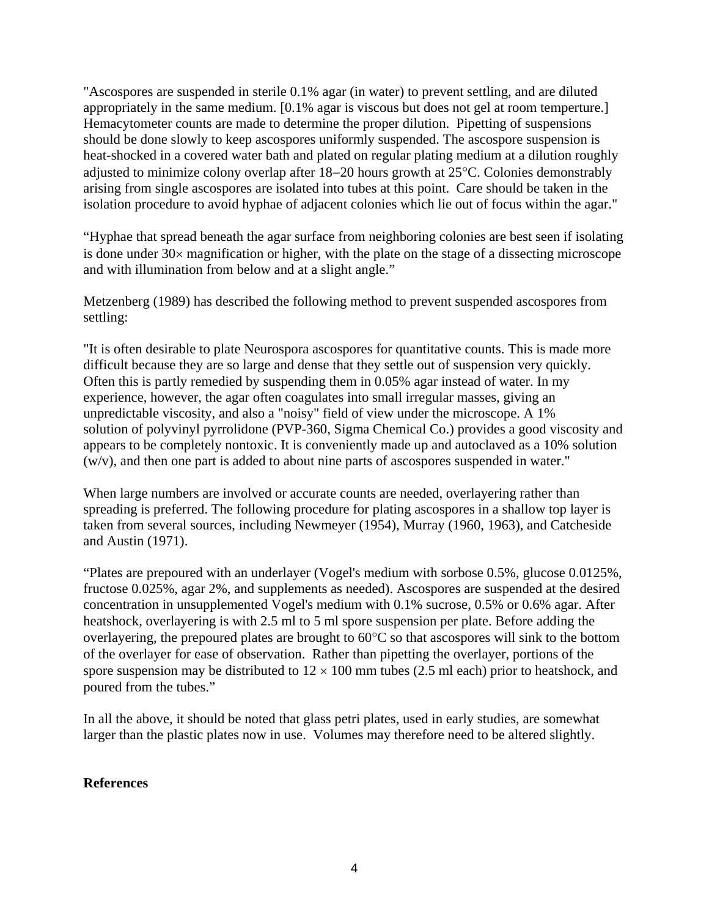"Ascospores are suspended in sterile 0.1% agar (in water) to prevent settling, and are diluted appropriately in the same medium. [0.1% agar is viscous but does not gel at room temperture.] Hemacytometer counts are made to determine the proper dilution. Pipetting of suspensions should be done slowly to keep ascospores uniformly suspended. The ascospore suspension is heat-shocked in a covered water bath and plated on regular plating medium at a dilution roughly adjusted to minimize colony overlap after 18–20 hours growth at 25°C. Colonies demonstrably arising from single ascospores are isolated into tubes at this point. Care should be taken in the isolation procedure to avoid hyphae of adjacent colonies which lie out of focus within the agar."

"Hyphae that spread beneath the agar surface from neighboring colonies are best seen if isolating is done under 30× magnification or higher, with the plate on the stage of a dissecting microscope and with illumination from below and at a slight angle."

Metzenberg (1989) has described the following method to prevent suspended ascospores from settling:

"It is often desirable to plate Neurospora ascospores for quantitative counts. This is made more difficult because they are so large and dense that they settle out of suspension very quickly. Often this is partly remedied by suspending them in 0.05% agar instead of water. In my experience, however, the agar often coagulates into small irregular masses, giving an unpredictable viscosity, and also a "noisy" field of view under the microscope. A 1% solution of polyvinyl pyrrolidone (PVP-360, Sigma Chemical Co.) provides a good viscosity and appears to be completely nontoxic. It is conveniently made up and autoclaved as a 10% solution (w/v), and then one part is added to about nine parts of ascospores suspended in water."

When large numbers are involved or accurate counts are needed, overlayering rather than spreading is preferred. The following procedure for plating ascospores in a shallow top layer is taken from several sources, including Newmeyer (1954), Murray (1960, 1963), and Catcheside and Austin (1971).

"Plates are prepoured with an underlayer (Vogel's medium with sorbose 0.5%, glucose 0.0125%, fructose 0.025%, agar 2%, and supplements as needed). Ascospores are suspended at the desired concentration in unsupplemented Vogel's medium with 0.1% sucrose, 0.5% or 0.6% agar. After heatshock, overlayering is with 2.5 ml to 5 ml spore suspension per plate. Before adding the overlayering, the prepoured plates are brought to 60°C so that ascospores will sink to the bottom of the overlayer for ease of observation. Rather than pipetting the overlayer, portions of the spore suspension may be distributed to 12 × 100 mm tubes (2.5 ml each) prior to heatshock, and poured from the tubes."

In all the above, it should be noted that glass petri plates, used in early studies, are somewhat larger than the plastic plates now in use. Volumes may therefore need to be altered slightly.

**References**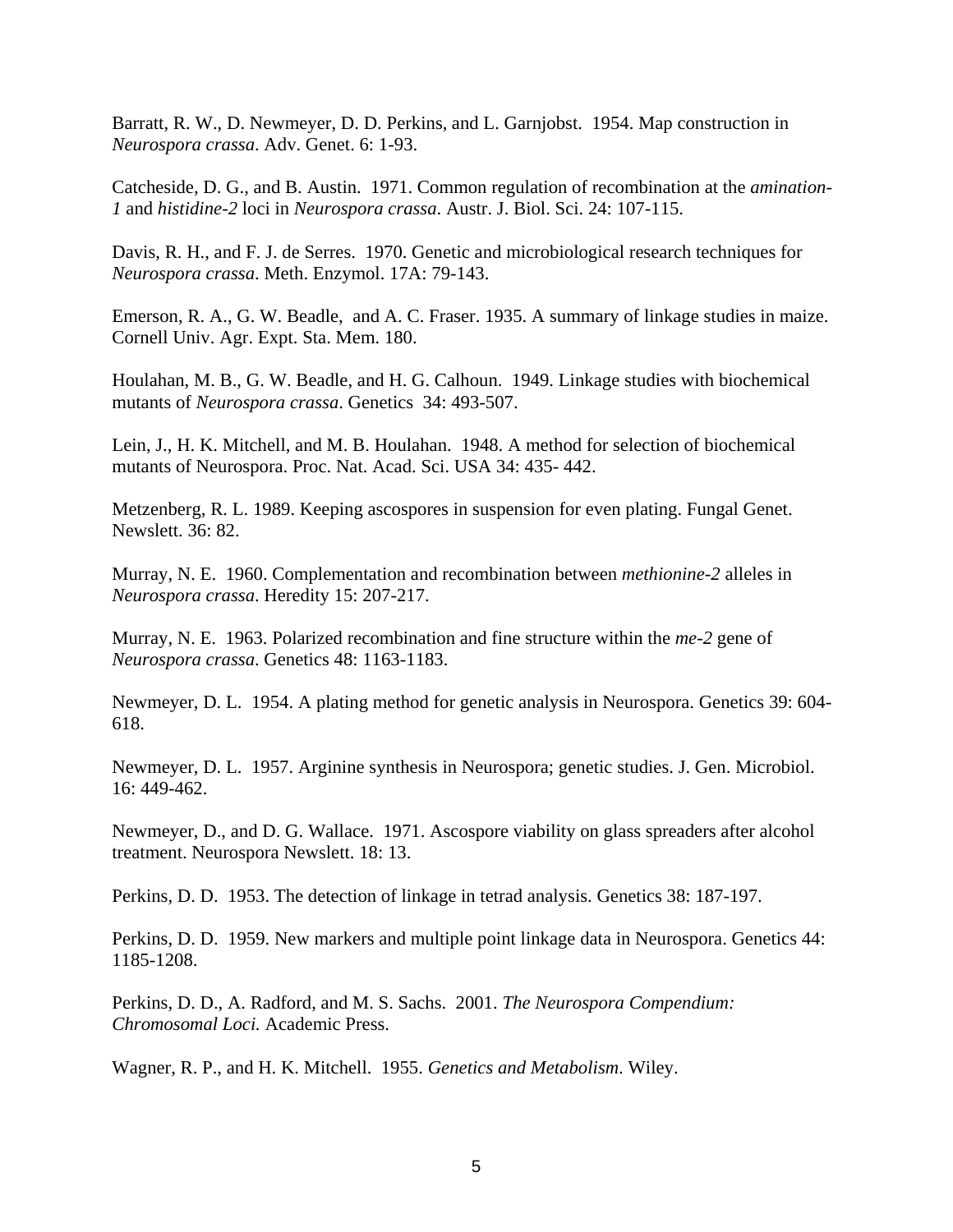Barratt, R. W., D. Newmeyer, D. D. Perkins, and L. Garnjobst. 1954. Map construction in *Neurospora crassa*. Adv. Genet. 6: 1-93.

Catcheside, D. G., and B. Austin. 1971. Common regulation of recombination at the *amination-1* and *histidine-2* loci in *Neurospora crassa*. Austr. J. Biol. Sci. 24: 107-115.

Davis, R. H., and F. J. de Serres. 1970. Genetic and microbiological research techniques for *Neurospora crassa*. Meth. Enzymol. 17A: 79-143.

Emerson, R. A., G. W. Beadle, and A. C. Fraser. 1935. A summary of linkage studies in maize. Cornell Univ. Agr. Expt. Sta. Mem. 180.

Houlahan, M. B., G. W. Beadle, and H. G. Calhoun. 1949. Linkage studies with biochemical mutants of *Neurospora crassa*. Genetics 34: 493-507.

Lein, J., H. K. Mitchell, and M. B. Houlahan. 1948. A method for selection of biochemical mutants of Neurospora. Proc. Nat. Acad. Sci. USA 34: 435- 442.

Metzenberg, R. L. 1989. Keeping ascospores in suspension for even plating. Fungal Genet. Newslett. 36: 82.

Murray, N. E. 1960. Complementation and recombination between *methionine-2* alleles in *Neurospora crassa*. Heredity 15: 207-217.

Murray, N. E. 1963. Polarized recombination and fine structure within the *me-2* gene of *Neurospora crassa*. Genetics 48: 1163-1183.

Newmeyer, D. L. 1954. A plating method for genetic analysis in Neurospora. Genetics 39: 604-618.

Newmeyer, D. L. 1957. Arginine synthesis in Neurospora; genetic studies. J. Gen. Microbiol. 16: 449-462.

Newmeyer, D., and D. G. Wallace. 1971. Ascospore viability on glass spreaders after alcohol treatment. Neurospora Newslett. 18: 13.

Perkins, D. D. 1953. The detection of linkage in tetrad analysis. Genetics 38: 187-197.

Perkins, D. D. 1959. New markers and multiple point linkage data in Neurospora. Genetics 44: 1185-1208.

Perkins, D. D., A. Radford, and M. S. Sachs. 2001. *The Neurospora Compendium: Chromosomal Loci.* Academic Press.

Wagner, R. P., and H. K. Mitchell. 1955. *Genetics and Metabolism*. Wiley.